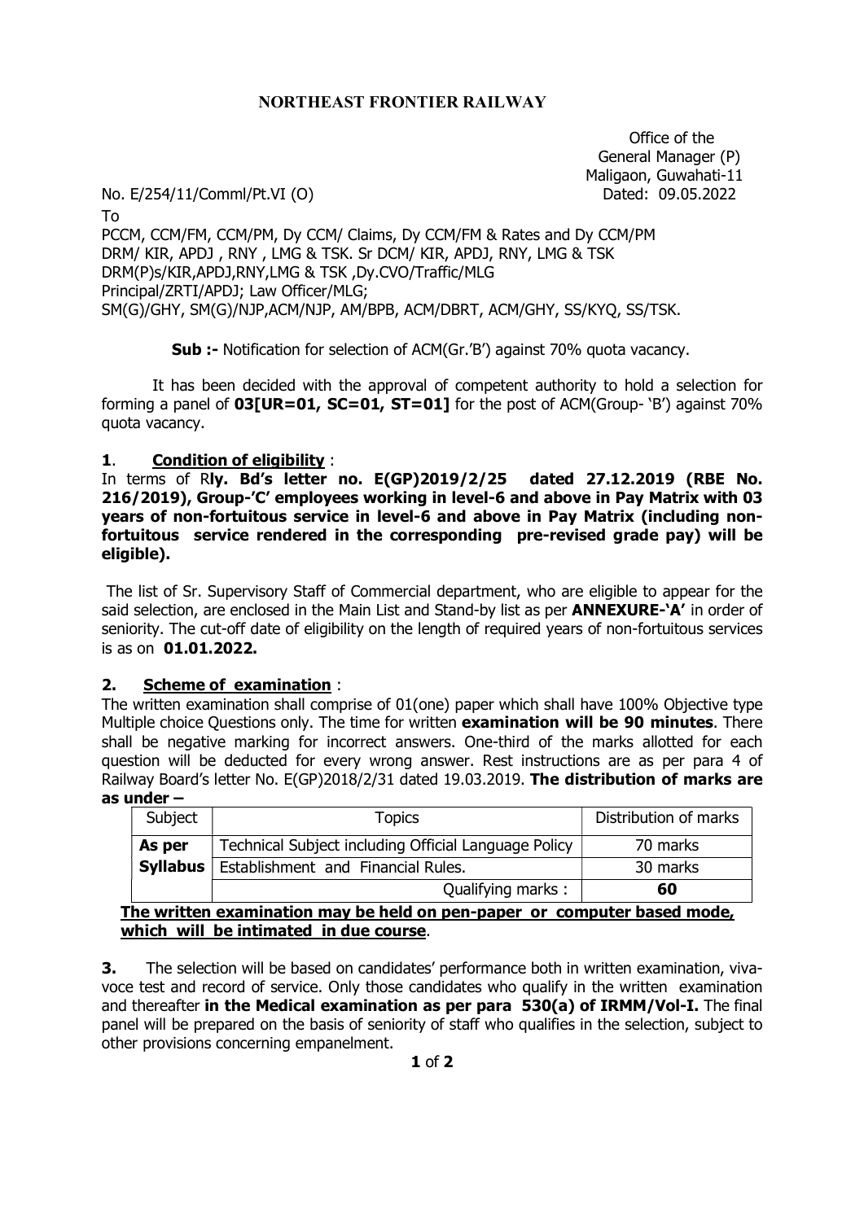**NORTHEAST FRONTIER RAILWAY**

Office of the
General Manager (P)
Maligaon, Guwahati-11

No. E/254/11/Comml/Pt.VI (O) Dated: 09.05.2022

To

PCCM, CCM/FM, CCM/PM, Dy CCM/ Claims, Dy CCM/FM & Rates and Dy CCM/PM
DRM/ KIR, APDJ , RNY , LMG & TSK. Sr DCM/ KIR, APDJ, RNY, LMG & TSK
DRM(P)s/KIR,APDJ,RNY,LMG & TSK ,Dy.CVO/Traffic/MLG
Principal/ZRTI/APDJ; Law Officer/MLG;
SM(G)/GHY, SM(G)/NJP,ACM/NJP, AM/BPB, ACM/DBRT, ACM/GHY, SS/KYQ, SS/TSK.

**Sub :-** Notification for selection of ACM(Gr.'B') against 70% quota vacancy.

It has been decided with the approval of competent authority to hold a selection for forming a panel of **03[UR=01, SC=01, ST=01]** for the post of ACM(Group- 'B') against 70% quota vacancy.

**1**. **Condition of eligibility** :

In terms of R**ly. Bd's letter no. E(GP)2019/2/25 dated 27.12.2019 (RBE No. 216/2019), Group-'C' employees working in level-6 and above in Pay Matrix with 03 years of non-fortuitous service in level-6 and above in Pay Matrix (including non-fortuitous service rendered in the corresponding pre-revised grade pay) will be eligible).**

The list of Sr. Supervisory Staff of Commercial department, who are eligible to appear for the said selection, are enclosed in the Main List and Stand-by list as per **ANNEXURE-'A'** in order of seniority. The cut-off date of eligibility on the length of required years of non-fortuitous services is as on **01.01.2022.**

**2. Scheme of examination** :

The written examination shall comprise of 01(one) paper which shall have 100% Objective type Multiple choice Questions only. The time for written **examination will be 90 minutes**. There shall be negative marking for incorrect answers. One-third of the marks allotted for each question will be deducted for every wrong answer. Rest instructions are as per para 4 of Railway Board's letter No. E(GP)2018/2/31 dated 19.03.2019. **The distribution of marks are as under –**

| Subject | Topics | Distribution of marks |
|---|---|---|
| **As per Syllabus** | Technical Subject including Official Language Policy | 70 marks |
| | Establishment and Financial Rules. | 30 marks |
| | Qualifying marks : | **60** |

**The written examination may be held on pen-paper or computer based mode, which will be intimated in due course**.

**3.** The selection will be based on candidates' performance both in written examination, viva-voce test and record of service. Only those candidates who qualify in the written examination and thereafter **in the Medical examination as per para 530(a) of IRMM/Vol-I.** The final panel will be prepared on the basis of seniority of staff who qualifies in the selection, subject to other provisions concerning empanelment.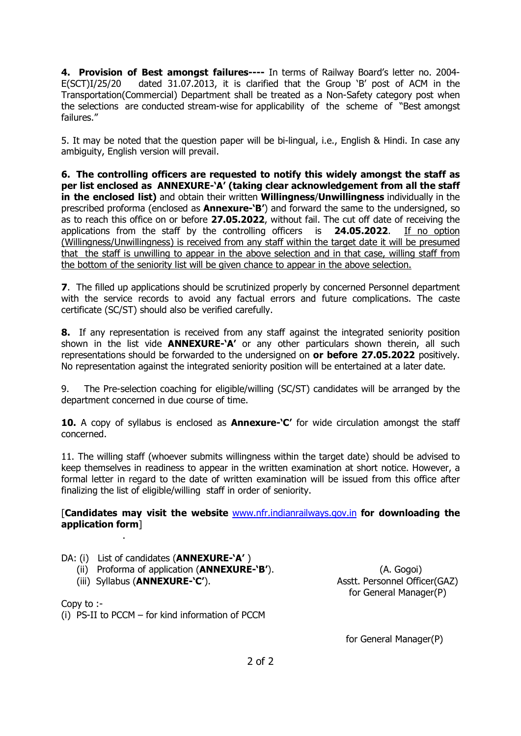**4. Provision of Best amongst failures----** In terms of Railway Board's letter no. 2004-E(SCT)I/25/20 dated 31.07.2013, it is clarified that the Group 'B' post of ACM in the Transportation(Commercial) Department shall be treated as a Non-Safety category post when the selections are conducted stream-wise for applicability of the scheme of "Best amongst failures."

5. It may be noted that the question paper will be bi-lingual, i.e., English & Hindi. In case any ambiguity, English version will prevail.

**6. The controlling officers are requested to notify this widely amongst the staff as per list enclosed as ANNEXURE-'A' (taking clear acknowledgement from all the staff in the enclosed list)** and obtain their written **Willingness**/**Unwillingness** individually in the prescribed proforma (enclosed as **Annexure-'B'**) and forward the same to the undersigned, so as to reach this office on or before **27.05.2022**, without fail. The cut off date of receiving the applications from the staff by the controlling officers is **24.05.2022**. If no option (Willingness/Unwillingness) is received from any staff within the target date it will be presumed that the staff is unwilling to appear in the above selection and in that case, willing staff from the bottom of the seniority list will be given chance to appear in the above selection.

**7**. The filled up applications should be scrutinized properly by concerned Personnel department with the service records to avoid any factual errors and future complications. The caste certificate (SC/ST) should also be verified carefully.

**8.** If any representation is received from any staff against the integrated seniority position shown in the list vide **ANNEXURE-'A'** or any other particulars shown therein, all such representations should be forwarded to the undersigned on **or before 27.05.2022** positively. No representation against the integrated seniority position will be entertained at a later date.

9. The Pre-selection coaching for eligible/willing (SC/ST) candidates will be arranged by the department concerned in due course of time.

**10.** A copy of syllabus is enclosed as **Annexure-'C'** for wide circulation amongst the staff concerned.

11. The willing staff (whoever submits willingness within the target date) should be advised to keep themselves in readiness to appear in the written examination at short notice. However, a formal letter in regard to the date of written examination will be issued from this office after finalizing the list of eligible/willing staff in order of seniority.

[**Candidates may visit the website** www.nfr.indianrailways.gov.in **for downloading the application form**]

DA: (i) List of candidates (**ANNEXURE-'A'** )
(ii) Proforma of application (**ANNEXURE-'B'**).
(iii) Syllabus (**ANNEXURE-'C'**).

(A. Gogoi)
Asstt. Personnel Officer(GAZ)
for General Manager(P)

Copy to :-
(i) PS-II to PCCM – for kind information of PCCM

for General Manager(P)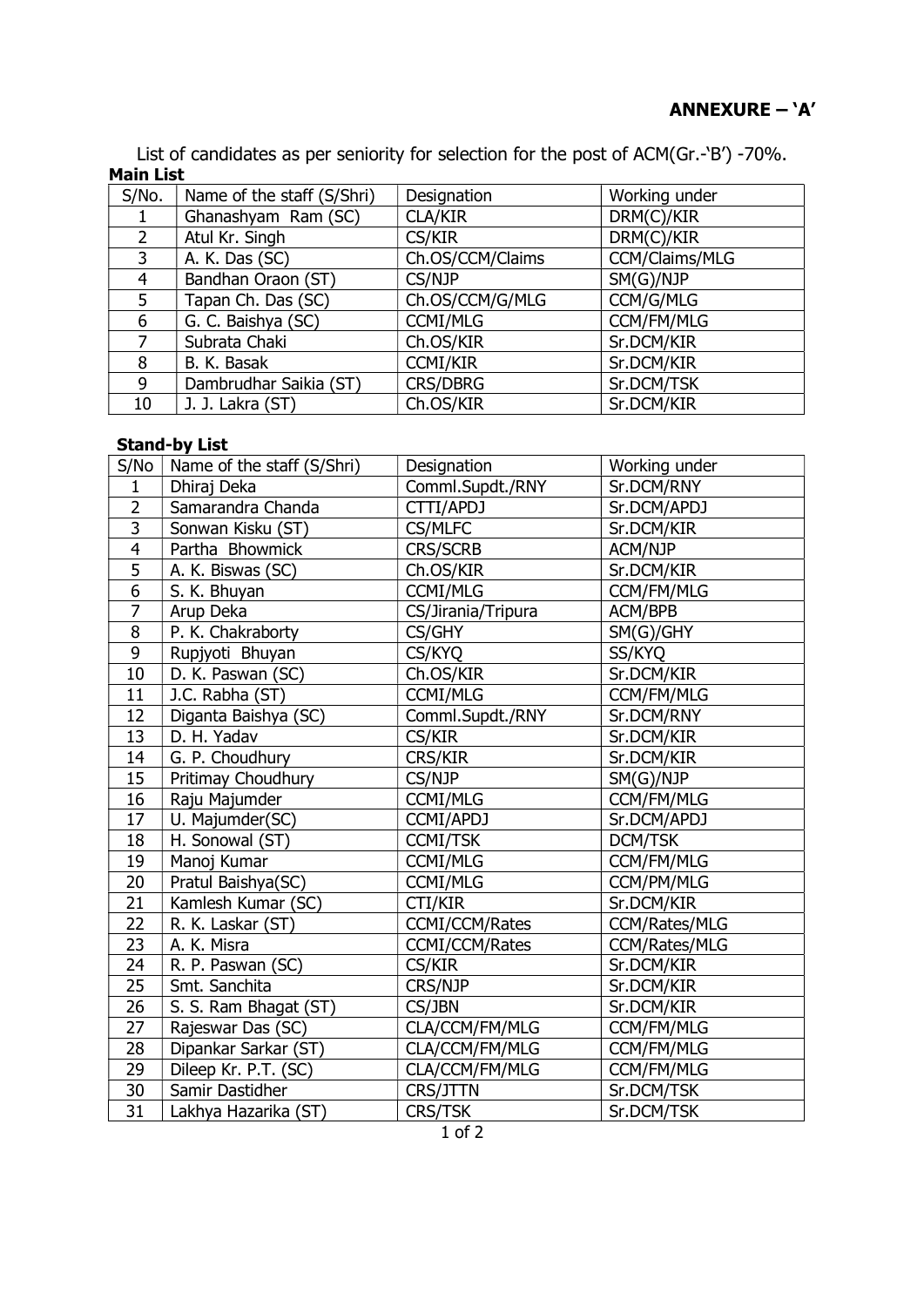**ANNEXURE – 'A'**

List of candidates as per seniority for selection for the post of ACM(Gr.-'B') -70%.

**Main List**

| S/No. | Name of the staff (S/Shri) | Designation | Working under |
|---|---|---|---|
| 1 | Ghanashyam Ram (SC) | CLA/KIR | DRM(C)/KIR |
| 2 | Atul Kr. Singh | CS/KIR | DRM(C)/KIR |
| 3 | A. K. Das (SC) | Ch.OS/CCM/Claims | CCM/Claims/MLG |
| 4 | Bandhan Oraon (ST) | CS/NJP | SM(G)/NJP |
| 5 | Tapan Ch. Das (SC) | Ch.OS/CCM/G/MLG | CCM/G/MLG |
| 6 | G. C. Baishya (SC) | CCMI/MLG | CCM/FM/MLG |
| 7 | Subrata Chaki | Ch.OS/KIR | Sr.DCM/KIR |
| 8 | B. K. Basak | CCMI/KIR | Sr.DCM/KIR |
| 9 | Dambrudhar Saikia (ST) | CRS/DBRG | Sr.DCM/TSK |
| 10 | J. J. Lakra (ST) | Ch.OS/KIR | Sr.DCM/KIR |

**Stand-by List**

| S/No | Name of the staff (S/Shri) | Designation | Working under |
|---|---|---|---|
| 1 | Dhiraj Deka | Comml.Supdt./RNY | Sr.DCM/RNY |
| 2 | Samarandra Chanda | CTTI/APDJ | Sr.DCM/APDJ |
| 3 | Sonwan Kisku (ST) | CS/MLFC | Sr.DCM/KIR |
| 4 | Partha Bhowmick | CRS/SCRB | ACM/NJP |
| 5 | A. K. Biswas (SC) | Ch.OS/KIR | Sr.DCM/KIR |
| 6 | S. K. Bhuyan | CCMI/MLG | CCM/FM/MLG |
| 7 | Arup Deka | CS/Jirania/Tripura | ACM/BPB |
| 8 | P. K. Chakraborty | CS/GHY | SM(G)/GHY |
| 9 | Rupjyoti Bhuyan | CS/KYQ | SS/KYQ |
| 10 | D. K. Paswan (SC) | Ch.OS/KIR | Sr.DCM/KIR |
| 11 | J.C. Rabha (ST) | CCMI/MLG | CCM/FM/MLG |
| 12 | Diganta Baishya (SC) | Comml.Supdt./RNY | Sr.DCM/RNY |
| 13 | D. H. Yadav | CS/KIR | Sr.DCM/KIR |
| 14 | G. P. Choudhury | CRS/KIR | Sr.DCM/KIR |
| 15 | Pritimay Choudhury | CS/NJP | SM(G)/NJP |
| 16 | Raju Majumder | CCMI/MLG | CCM/FM/MLG |
| 17 | U. Majumder(SC) | CCMI/APDJ | Sr.DCM/APDJ |
| 18 | H. Sonowal (ST) | CCMI/TSK | DCM/TSK |
| 19 | Manoj Kumar | CCMI/MLG | CCM/FM/MLG |
| 20 | Pratul Baishya(SC) | CCMI/MLG | CCM/PM/MLG |
| 21 | Kamlesh Kumar (SC) | CTI/KIR | Sr.DCM/KIR |
| 22 | R. K. Laskar (ST) | CCMI/CCM/Rates | CCM/Rates/MLG |
| 23 | A. K. Misra | CCMI/CCM/Rates | CCM/Rates/MLG |
| 24 | R. P. Paswan (SC) | CS/KIR | Sr.DCM/KIR |
| 25 | Smt. Sanchita | CRS/NJP | Sr.DCM/KIR |
| 26 | S. S. Ram Bhagat (ST) | CS/JBN | Sr.DCM/KIR |
| 27 | Rajeswar Das (SC) | CLA/CCM/FM/MLG | CCM/FM/MLG |
| 28 | Dipankar Sarkar (ST) | CLA/CCM/FM/MLG | CCM/FM/MLG |
| 29 | Dileep Kr. P.T. (SC) | CLA/CCM/FM/MLG | CCM/FM/MLG |
| 30 | Samir Dastidher | CRS/JTTN | Sr.DCM/TSK |
| 31 | Lakhya Hazarika (ST) | CRS/TSK | Sr.DCM/TSK |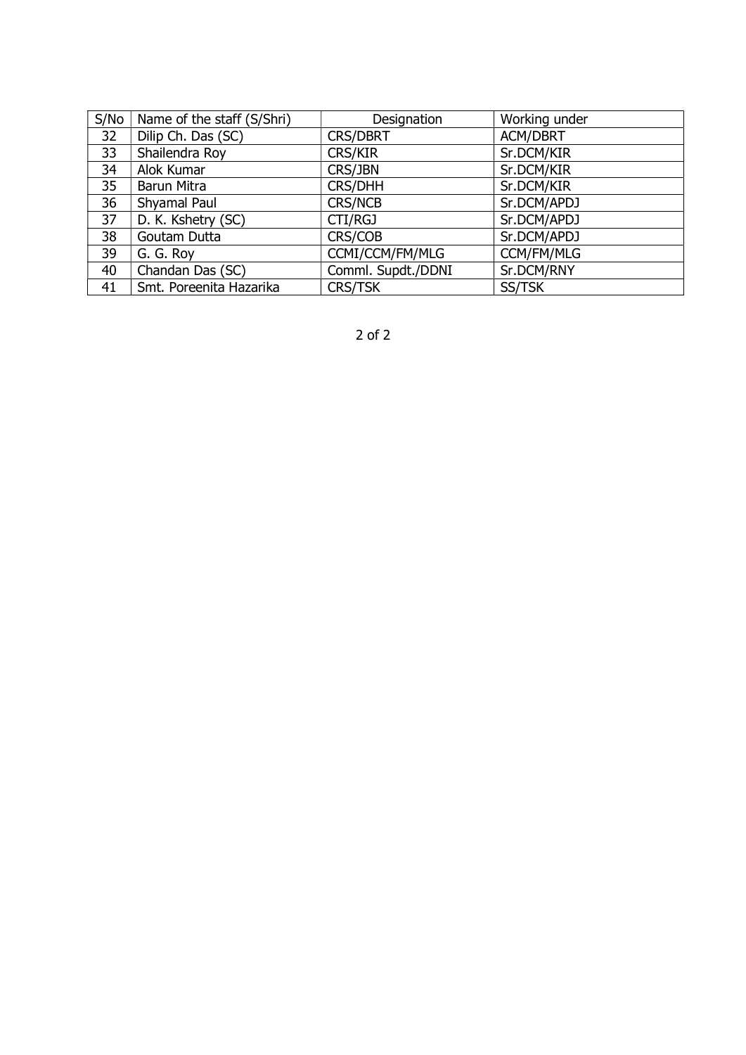| S/No | Name of the staff (S/Shri) | Designation | Working under |
|---|---|---|---|
| 32 | Dilip Ch. Das (SC) | CRS/DBRT | ACM/DBRT |
| 33 | Shailendra Roy | CRS/KIR | Sr.DCM/KIR |
| 34 | Alok Kumar | CRS/JBN | Sr.DCM/KIR |
| 35 | Barun Mitra | CRS/DHH | Sr.DCM/KIR |
| 36 | Shyamal Paul | CRS/NCB | Sr.DCM/APDJ |
| 37 | D. K. Kshetry (SC) | CTI/RGJ | Sr.DCM/APDJ |
| 38 | Goutam Dutta | CRS/COB | Sr.DCM/APDJ |
| 39 | G. G. Roy | CCMI/CCM/FM/MLG | CCM/FM/MLG |
| 40 | Chandan Das (SC) | Comml. Supdt./DDNI | Sr.DCM/RNY |
| 41 | Smt. Poreenita Hazarika | CRS/TSK | SS/TSK |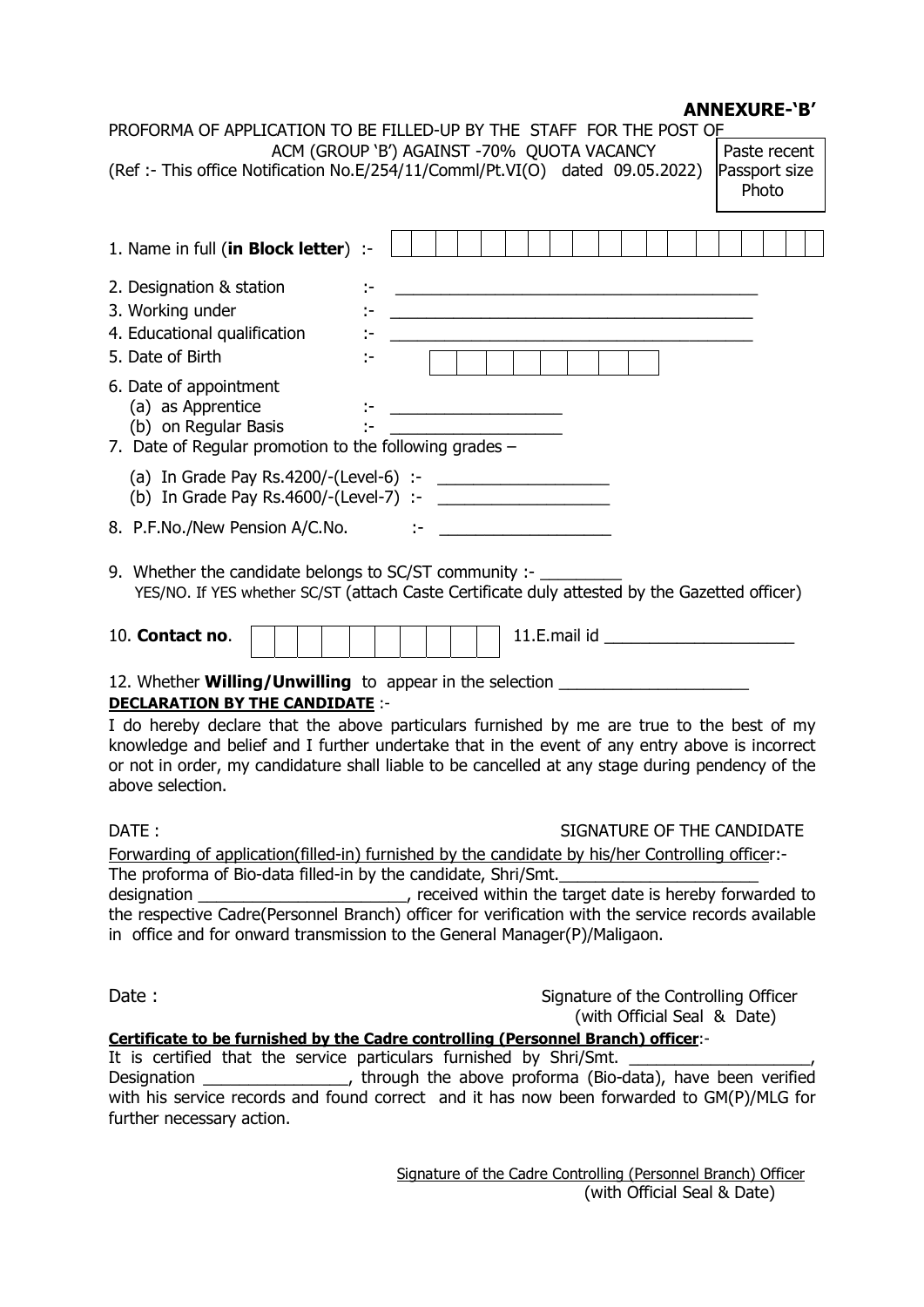**ANNEXURE-'B'**

PROFORMA OF APPLICATION TO BE FILLED-UP BY THE STAFF FOR THE POST OF ACM (GROUP 'B') AGAINST -70% QUOTA VACANCY

(Ref :- This office Notification No.E/254/11/Comml/Pt.VI(O) dated 09.05.2022)

Paste recent Passport size Photo

1. Name in full (**in Block letter**) :- | | | | | | | | | | | | | | | | | | | |
2. Designation & station :- ________________________________________
3. Working under :- ________________________________________
4. Educational qualification :- ________________________________________
5. Date of Birth :- | | | | | | | | |
6. Date of appointment
   (a) as Apprentice :- ___________________
   (b) on Regular Basis :- ___________________
7. Date of Regular promotion to the following grades –
   (a) In Grade Pay Rs.4200/-(Level-6) :- ___________________
   (b) In Grade Pay Rs.4600/-(Level-7) :- ___________________
8. P.F.No./New Pension A/C.No. :- ___________________
9. Whether the candidate belongs to SC/ST community :- _________
   YES/NO. If YES whether SC/ST (attach Caste Certificate duly attested by the Gazetted officer)
10. **Contact no**. | | | | | | | | | | | 11.E.mail id ____________________
12. Whether **Willing/Unwilling** to appear in the selection ____________________

**DECLARATION BY THE CANDIDATE** :-

I do hereby declare that the above particulars furnished by me are true to the best of my knowledge and belief and I further undertake that in the event of any entry above is incorrect or not in order, my candidature shall liable to be cancelled at any stage during pendency of the above selection.

DATE :

SIGNATURE OF THE CANDIDATE

Forwarding of application(filled-in) furnished by the candidate by his/her Controlling officer:-

The proforma of Bio-data filled-in by the candidate, Shri/Smt.______________________ designation ______________________, received within the target date is hereby forwarded to the respective Cadre(Personnel Branch) officer for verification with the service records available in office and for onward transmission to the General Manager(P)/Maligaon.

Date :

Signature of the Controlling Officer
(with Official Seal & Date)

**Certificate to be furnished by the Cadre controlling (Personnel Branch) officer**:-

It is certified that the service particulars furnished by Shri/Smt. ____________________, Designation ________________, through the above proforma (Bio-data), have been verified with his service records and found correct and it has now been forwarded to GM(P)/MLG for further necessary action.

Signature of the Cadre Controlling (Personnel Branch) Officer
(with Official Seal & Date)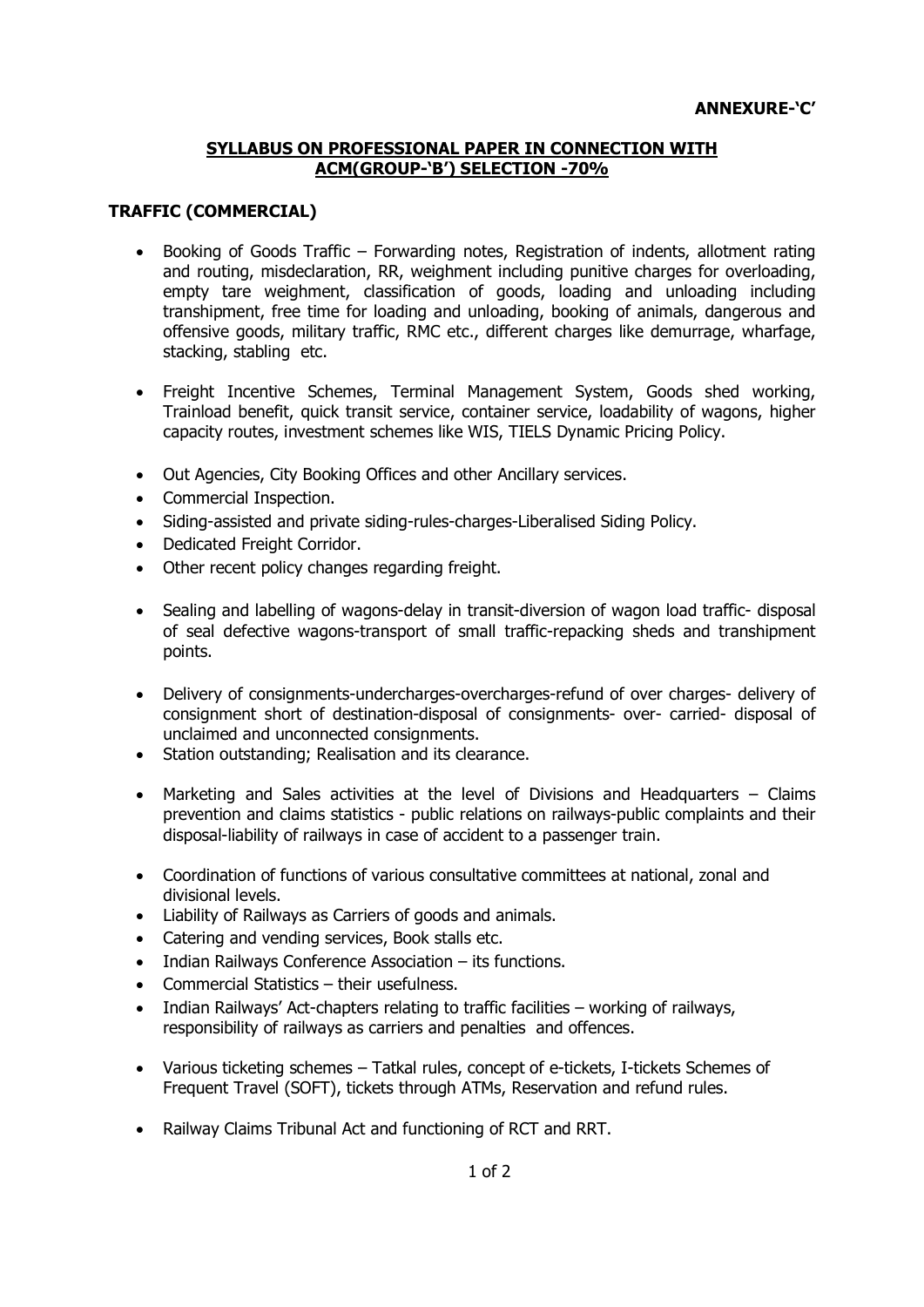**ANNEXURE-'C'**

**SYLLABUS ON PROFESSIONAL PAPER IN CONNECTION WITH ACM(GROUP-'B') SELECTION -70%**

**TRAFFIC (COMMERCIAL)**

- Booking of Goods Traffic – Forwarding notes, Registration of indents, allotment rating and routing, misdeclaration, RR, weighment including punitive charges for overloading, empty tare weighment, classification of goods, loading and unloading including transhipment, free time for loading and unloading, booking of animals, dangerous and offensive goods, military traffic, RMC etc., different charges like demurrage, wharfage, stacking, stabling etc.

- Freight Incentive Schemes, Terminal Management System, Goods shed working, Trainload benefit, quick transit service, container service, loadability of wagons, higher capacity routes, investment schemes like WIS, TIELS Dynamic Pricing Policy.

- Out Agencies, City Booking Offices and other Ancillary services.
- Commercial Inspection.
- Siding-assisted and private siding-rules-charges-Liberalised Siding Policy.
- Dedicated Freight Corridor.
- Other recent policy changes regarding freight.

- Sealing and labelling of wagons-delay in transit-diversion of wagon load traffic- disposal of seal defective wagons-transport of small traffic-repacking sheds and transhipment points.

- Delivery of consignments-undercharges-overcharges-refund of over charges- delivery of consignment short of destination-disposal of consignments- over- carried- disposal of unclaimed and unconnected consignments.
- Station outstanding; Realisation and its clearance.

- Marketing and Sales activities at the level of Divisions and Headquarters – Claims prevention and claims statistics - public relations on railways-public complaints and their disposal-liability of railways in case of accident to a passenger train.

- Coordination of functions of various consultative committees at national, zonal and divisional levels.
- Liability of Railways as Carriers of goods and animals.
- Catering and vending services, Book stalls etc.
- Indian Railways Conference Association – its functions.
- Commercial Statistics – their usefulness.
- Indian Railways' Act-chapters relating to traffic facilities – working of railways, responsibility of railways as carriers and penalties and offences.

- Various ticketing schemes – Tatkal rules, concept of e-tickets, I-tickets Schemes of Frequent Travel (SOFT), tickets through ATMs, Reservation and refund rules.

- Railway Claims Tribunal Act and functioning of RCT and RRT.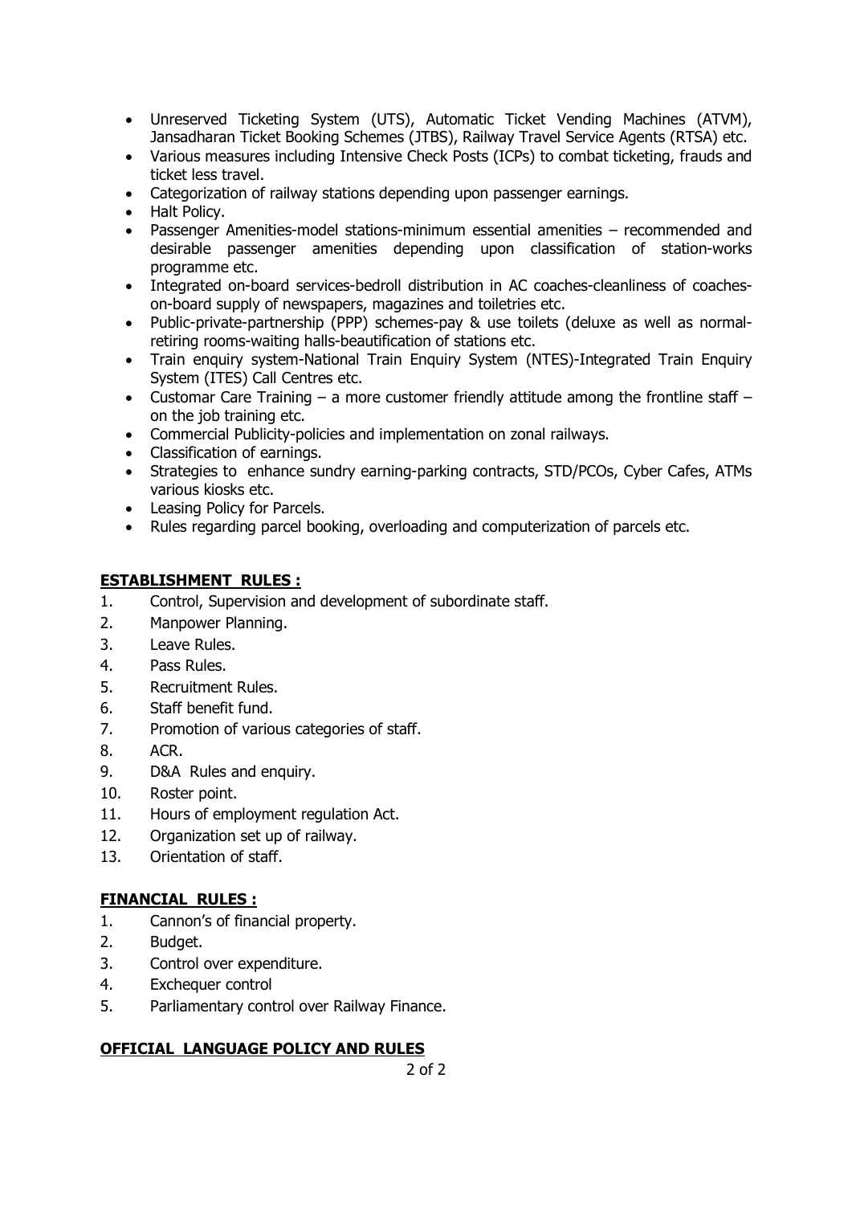- Unreserved Ticketing System (UTS), Automatic Ticket Vending Machines (ATVM), Jansadharan Ticket Booking Schemes (JTBS), Railway Travel Service Agents (RTSA) etc.
- Various measures including Intensive Check Posts (ICPs) to combat ticketing, frauds and ticket less travel.
- Categorization of railway stations depending upon passenger earnings.
- Halt Policy.
- Passenger Amenities-model stations-minimum essential amenities – recommended and desirable passenger amenities depending upon classification of station-works programme etc.
- Integrated on-board services-bedroll distribution in AC coaches-cleanliness of coaches-on-board supply of newspapers, magazines and toiletries etc.
- Public-private-partnership (PPP) schemes-pay & use toilets (deluxe as well as normal-retiring rooms-waiting halls-beautification of stations etc.
- Train enquiry system-National Train Enquiry System (NTES)-Integrated Train Enquiry System (ITES) Call Centres etc.
- Customar Care Training – a more customer friendly attitude among the frontline staff – on the job training etc.
- Commercial Publicity-policies and implementation on zonal railways.
- Classification of earnings.
- Strategies to enhance sundry earning-parking contracts, STD/PCOs, Cyber Cafes, ATMs various kiosks etc.
- Leasing Policy for Parcels.
- Rules regarding parcel booking, overloading and computerization of parcels etc.

**ESTABLISHMENT RULES :**

1. Control, Supervision and development of subordinate staff.
2. Manpower Planning.
3. Leave Rules.
4. Pass Rules.
5. Recruitment Rules.
6. Staff benefit fund.
7. Promotion of various categories of staff.
8. ACR.
9. D&A Rules and enquiry.
10. Roster point.
11. Hours of employment regulation Act.
12. Organization set up of railway.
13. Orientation of staff.

**FINANCIAL RULES :**

1. Cannon's of financial property.
2. Budget.
3. Control over expenditure.
4. Exchequer control
5. Parliamentary control over Railway Finance.

**OFFICIAL LANGUAGE POLICY AND RULES**